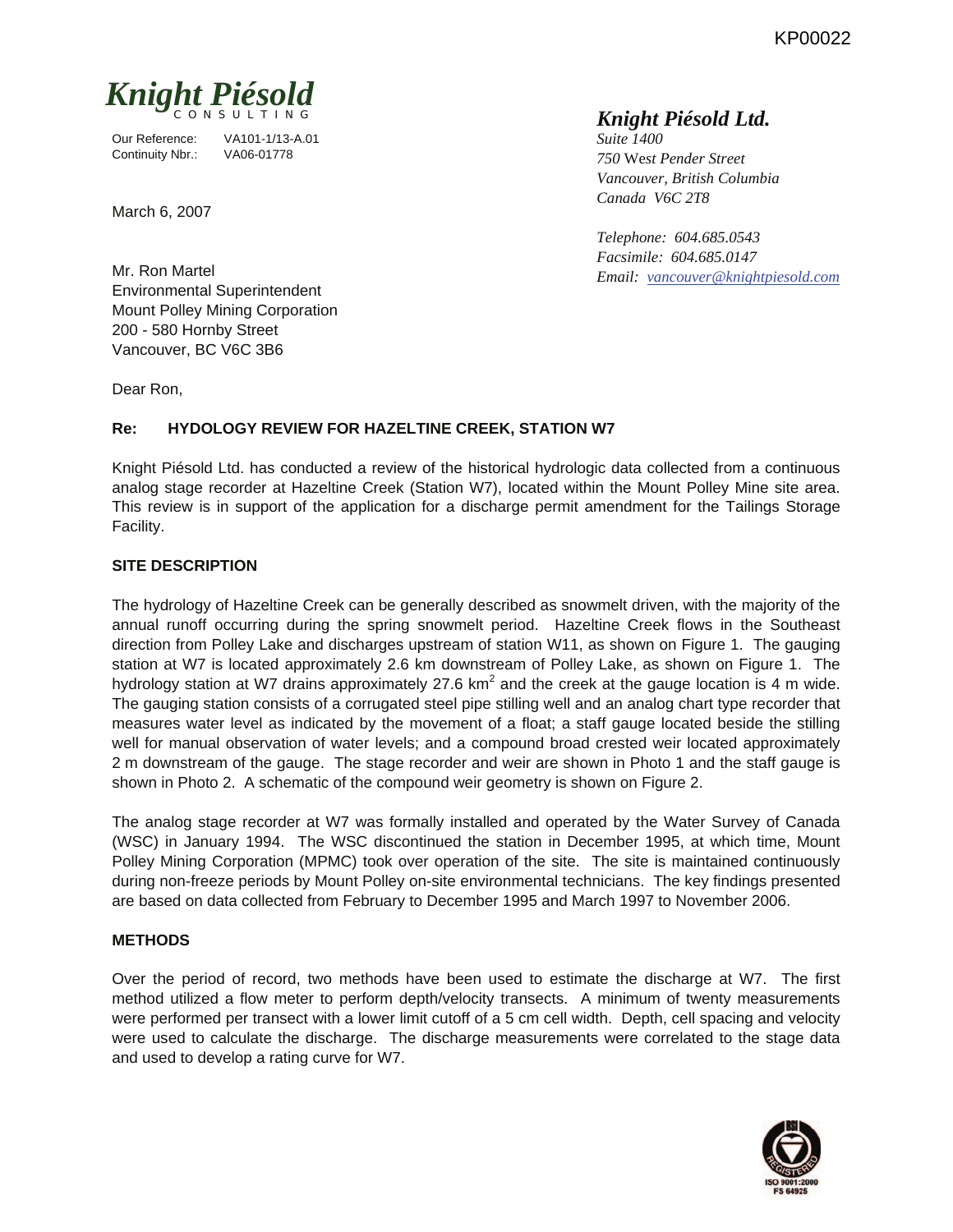**Knight Piésold**
CONSULTING

Our Reference: VA101-1/13-A.01
Continuity Nbr.: VA06-01778

*Knight Piésold Ltd.*
*Suite 1400*
*750 West Pender Street*
*Vancouver, British Columbia*
*Canada V6C 2T8*

*Telephone: 604.685.0543*
*Facsimile: 604.685.0147*
*Email: vancouver@knightpiesold.com*

March 6, 2007

Mr. Ron Martel
Environmental Superintendent
Mount Polley Mining Corporation
200 - 580 Hornby Street
Vancouver, BC V6C 3B6

Dear Ron,

**Re: HYDOLOGY REVIEW FOR HAZELTINE CREEK, STATION W7**

Knight Piésold Ltd. has conducted a review of the historical hydrologic data collected from a continuous analog stage recorder at Hazeltine Creek (Station W7), located within the Mount Polley Mine site area. This review is in support of the application for a discharge permit amendment for the Tailings Storage Facility.

**SITE DESCRIPTION**

The hydrology of Hazeltine Creek can be generally described as snowmelt driven, with the majority of the annual runoff occurring during the spring snowmelt period. Hazeltine Creek flows in the Southeast direction from Polley Lake and discharges upstream of station W11, as shown on Figure 1. The gauging station at W7 is located approximately 2.6 km downstream of Polley Lake, as shown on Figure 1. The hydrology station at W7 drains approximately 27.6 $km^2$ and the creek at the gauge location is 4 m wide. The gauging station consists of a corrugated steel pipe stilling well and an analog chart type recorder that measures water level as indicated by the movement of a float; a staff gauge located beside the stilling well for manual observation of water levels; and a compound broad crested weir located approximately 2 m downstream of the gauge. The stage recorder and weir are shown in Photo 1 and the staff gauge is shown in Photo 2. A schematic of the compound weir geometry is shown on Figure 2.

The analog stage recorder at W7 was formally installed and operated by the Water Survey of Canada (WSC) in January 1994. The WSC discontinued the station in December 1995, at which time, Mount Polley Mining Corporation (MPMC) took over operation of the site. The site is maintained continuously during non-freeze periods by Mount Polley on-site environmental technicians. The key findings presented are based on data collected from February to December 1995 and March 1997 to November 2006.

**METHODS**

Over the period of record, two methods have been used to estimate the discharge at W7. The first method utilized a flow meter to perform depth/velocity transects. A minimum of twenty measurements were performed per transect with a lower limit cutoff of a 5 cm cell width. Depth, cell spacing and velocity were used to calculate the discharge. The discharge measurements were correlated to the stage data and used to develop a rating curve for W7.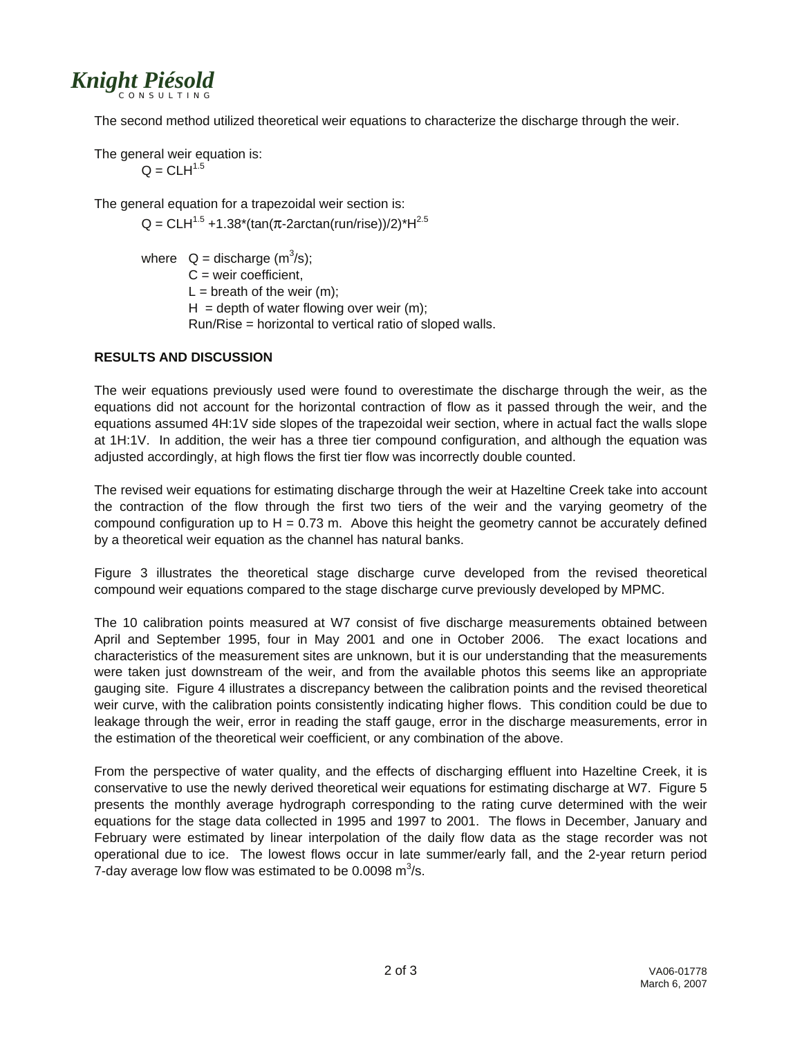The second method utilized theoretical weir equations to characterize the discharge through the weir.

The general weir equation is:

$$Q = CLH^{1.5}$$

The general equation for a trapezoidal weir section is:

$$Q = CLH^{1.5} + 1.38*(\tan(\pi - 2\arctan(run/rise))/2)*H^{2.5}$$

where $Q$ = discharge ($m^3/s$);
$C$ = weir coefficient,
$L$ = breath of the weir (m);
$H$ = depth of water flowing over weir (m);
Run/Rise = horizontal to vertical ratio of sloped walls.

**RESULTS AND DISCUSSION**

The weir equations previously used were found to overestimate the discharge through the weir, as the equations did not account for the horizontal contraction of flow as it passed through the weir, and the equations assumed 4H:1V side slopes of the trapezoidal weir section, where in actual fact the walls slope at 1H:1V. In addition, the weir has a three tier compound configuration, and although the equation was adjusted accordingly, at high flows the first tier flow was incorrectly double counted.

The revised weir equations for estimating discharge through the weir at Hazeltine Creek take into account the contraction of the flow through the first two tiers of the weir and the varying geometry of the compound configuration up to H = 0.73 m. Above this height the geometry cannot be accurately defined by a theoretical weir equation as the channel has natural banks.

Figure 3 illustrates the theoretical stage discharge curve developed from the revised theoretical compound weir equations compared to the stage discharge curve previously developed by MPMC.

The 10 calibration points measured at W7 consist of five discharge measurements obtained between April and September 1995, four in May 2001 and one in October 2006. The exact locations and characteristics of the measurement sites are unknown, but it is our understanding that the measurements were taken just downstream of the weir, and from the available photos this seems like an appropriate gauging site. Figure 4 illustrates a discrepancy between the calibration points and the revised theoretical weir curve, with the calibration points consistently indicating higher flows. This condition could be due to leakage through the weir, error in reading the staff gauge, error in the discharge measurements, error in the estimation of the theoretical weir coefficient, or any combination of the above.

From the perspective of water quality, and the effects of discharging effluent into Hazeltine Creek, it is conservative to use the newly derived theoretical weir equations for estimating discharge at W7. Figure 5 presents the monthly average hydrograph corresponding to the rating curve determined with the weir equations for the stage data collected in 1995 and 1997 to 2001. The flows in December, January and February were estimated by linear interpolation of the daily flow data as the stage recorder was not operational due to ice. The lowest flows occur in late summer/early fall, and the 2-year return period 7-day average low flow was estimated to be 0.0098 $m^3/s$.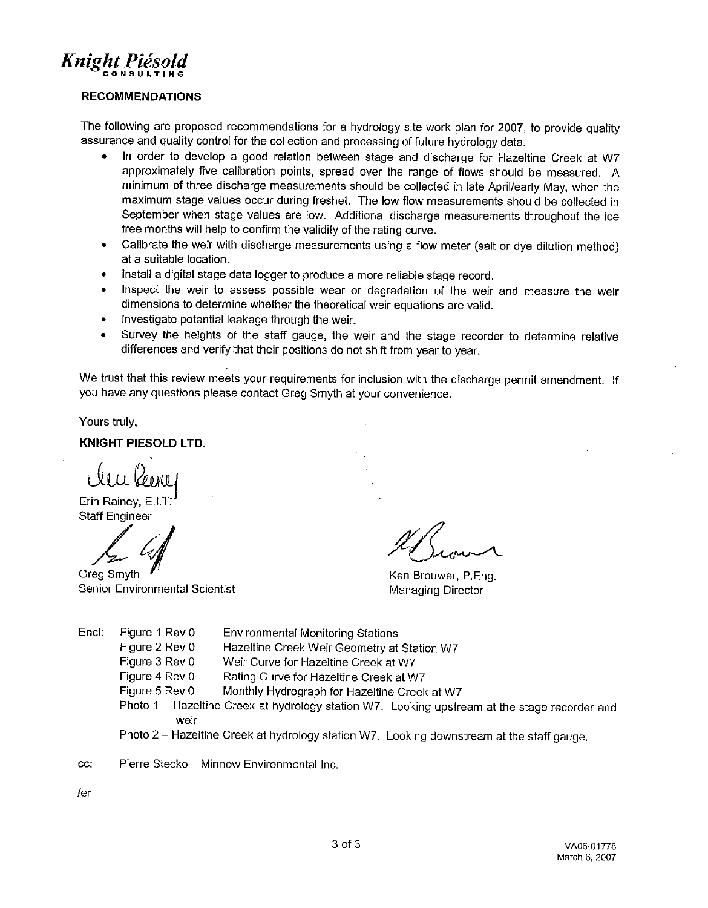**Knight Piésold**
CONSULTING

## RECOMMENDATIONS

The following are proposed recommendations for a hydrology site work plan for 2007, to provide quality assurance and quality control for the collection and processing of future hydrology data.

- In order to develop a good relation between stage and discharge for Hazeltine Creek at W7 approximately five calibration points, spread over the range of flows should be measured. A minimum of three discharge measurements should be collected in late April/early May, when the maximum stage values occur during freshet. The low flow measurements should be collected in September when stage values are low. Additional discharge measurements throughout the ice free months will help to confirm the validity of the rating curve.
- Calibrate the weir with discharge measurements using a flow meter (salt or dye dilution method) at a suitable location.
- Install a digital stage data logger to produce a more reliable stage record.
- Inspect the weir to assess possible wear or degradation of the weir and measure the weir dimensions to determine whether the theoretical weir equations are valid.
- Investigate potential leakage through the weir.
- Survey the heights of the staff gauge, the weir and the stage recorder to determine relative differences and verify that their positions do not shift from year to year.

We trust that this review meets your requirements for inclusion with the discharge permit amendment. If you have any questions please contact Greg Smyth at your convenience.

Yours truly,

**KNIGHT PIESOLD LTD.**

Erin Rainey, E.I.T.
Staff Engineer

Greg Smyth
Senior Environmental Scientist

Ken Brouwer, P.Eng.
Managing Director

Encl:
- Figure 1 Rev 0 — Environmental Monitoring Stations
- Figure 2 Rev 0 — Hazeltine Creek Weir Geometry at Station W7
- Figure 3 Rev 0 — Weir Curve for Hazeltine Creek at W7
- Figure 4 Rev 0 — Rating Curve for Hazeltine Creek at W7
- Figure 5 Rev 0 — Monthly Hydrograph for Hazeltine Creek at W7
- Photo 1 – Hazeltine Creek at hydrology station W7. Looking upstream at the stage recorder and weir
- Photo 2 – Hazeltine Creek at hydrology station W7. Looking downstream at the staff gauge.

cc: Pierre Stecko – Minnow Environmental Inc.

/er

VA06-01778
March 6, 2007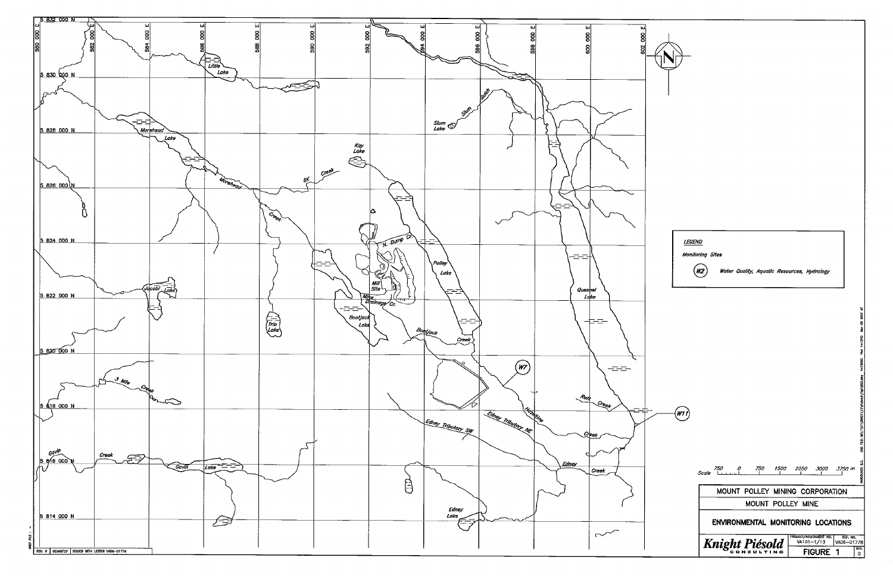# MOUNT POLLEY MINING CORPORATION

## MOUNT POLLEY MINE

## ENVIRONMENTAL MONITORING LOCATIONS

**FIGURE 1**

Knight Piésold CONSULTING

| PROJECT/ASSIGNMENT NO. | REF. NO. | REV. |
|---|---|---|
| VA101-1/13 | VA06-01778 | 0 |

**LEGEND**

Monitoring Sites

(W2) Water Quality, Aquatic Resources, Hydrology

Scale 750 0 750 1500 2250 3000 3750 m

Map labels: W7, W11, Little Lake, Morehead Lake, Morehead Creek, 6K Creek, Kay Lake, Slum Lake, Slum Gulch, N. Dump Cr., Polley Lake, Mill Site, Mine Drainage Cr., Bootjack Lake, Bootjack Creek, Trio Lake, Jacobi Lake, 3 Mile Creek, Gavin Creek, Gavin Lake, Hazeltine Creek, Edney Tributary NE, Edney Tributary SW, Edney Creek, Edney Lake, Raft Creek, Quesnel Lake

Grid: 580 000 E, 582 000 E, 584 000 E, 586 000 E, 588 000 E, 590 000 E, 592 000 E, 594 000 E, 596 000 E, 598 000 E, 600 000 E, 602 000 E; 5 832 000 N, 5 830 000 N, 5 828 000 N, 5 826 000 N, 5 824 000 N, 5 822 000 N, 5 820 000 N, 5 818 000 N, 5 816 000 N, 5 814 000 N

REV. 0 | 05MAR'07 | ISSUED WITH LETTER VA06-01778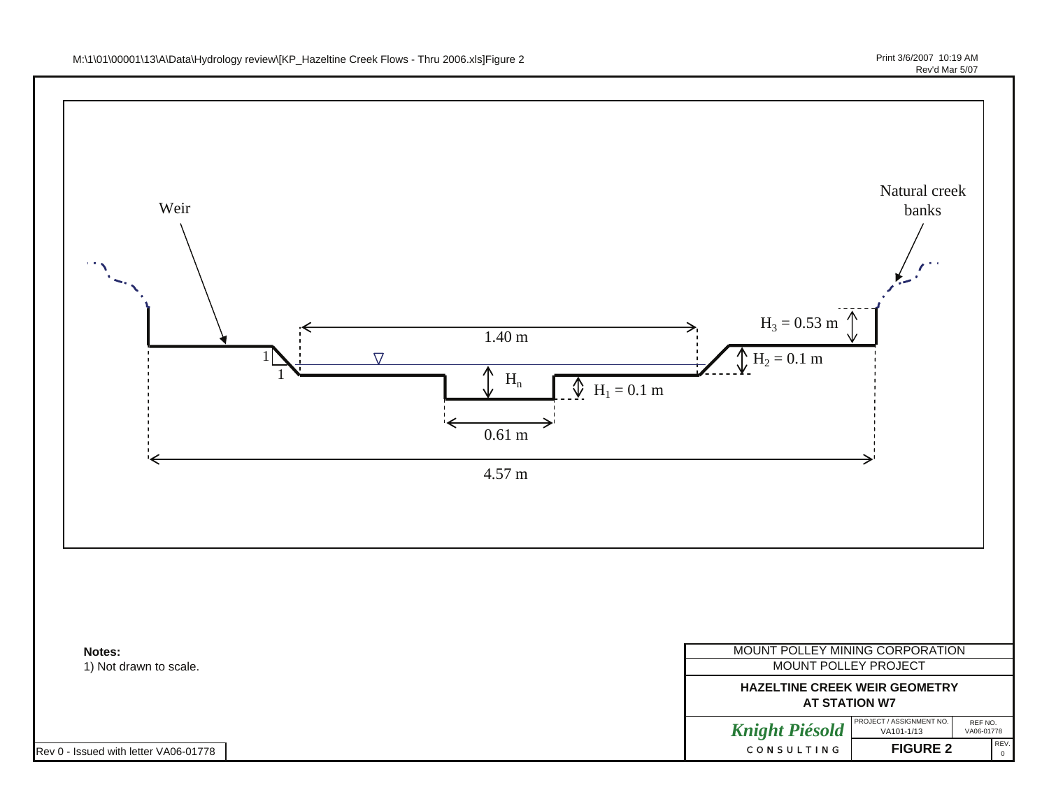Weir

Natural creek banks

1.40 m

$H_3 = 0.53$ m

$H_2 = 0.1$ m

$H_n$

$H_1 = 0.1$ m

0.61 m

4.57 m

**Notes:**
1) Not drawn to scale.

Rev 0 - Issued with letter VA06-01778

MOUNT POLLEY MINING CORPORATION
MOUNT POLLEY PROJECT

**HAZELTINE CREEK WEIR GEOMETRY AT STATION W7**

*Knight Piésold* CONSULTING

| PROJECT / ASSIGNMENT NO. | REF NO. | |
|---|---|---|
| VA101-1/13 | VA06-01778 | |
| **FIGURE 2** | | REV. 0 |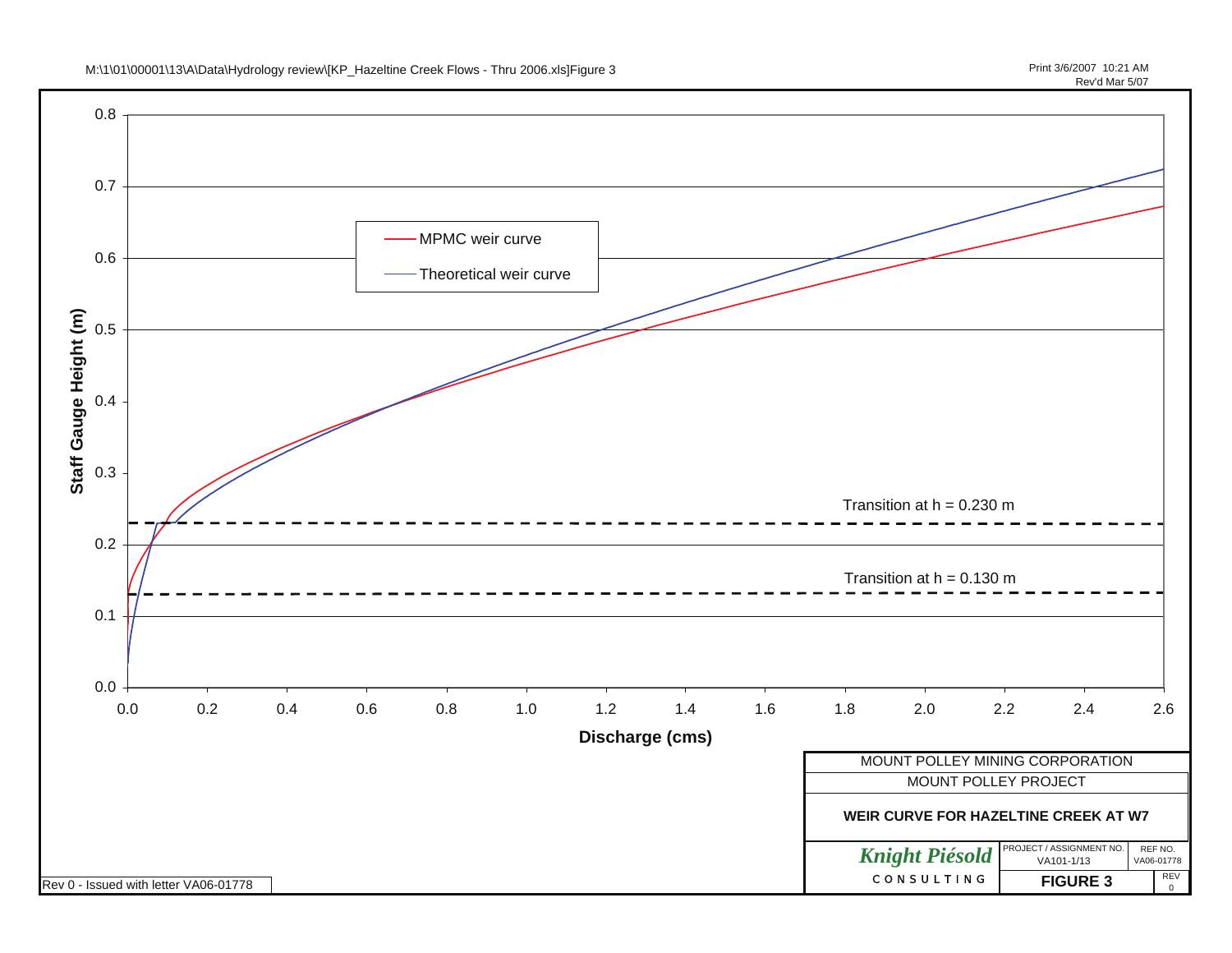M:\1\01\00001\13\A\Data\Hydrology review\[KP_Hazeltine Creek Flows - Thru 2006.xls]Figure 3

Print 3/6/2007 10:21 AM
Rev'd Mar 5/07

Staff Gauge Height (m) vs. Discharge (cms)

- MPMC weir curve
- Theoretical weir curve

Transition at h = 0.230 m

Transition at h = 0.130 m

| MOUNT POLLEY MINING CORPORATION | | |
|---|---|---|
| MOUNT POLLEY PROJECT | | |
| **WEIR CURVE FOR HAZELTINE CREEK AT W7** | | |
| *Knight Piésold* CONSULTING | PROJECT / ASSIGNMENT NO. VA101-1/13 | REF NO. VA06-01778 |
| | **FIGURE 3** | REV 0 |

Rev 0 - Issued with letter VA06-01778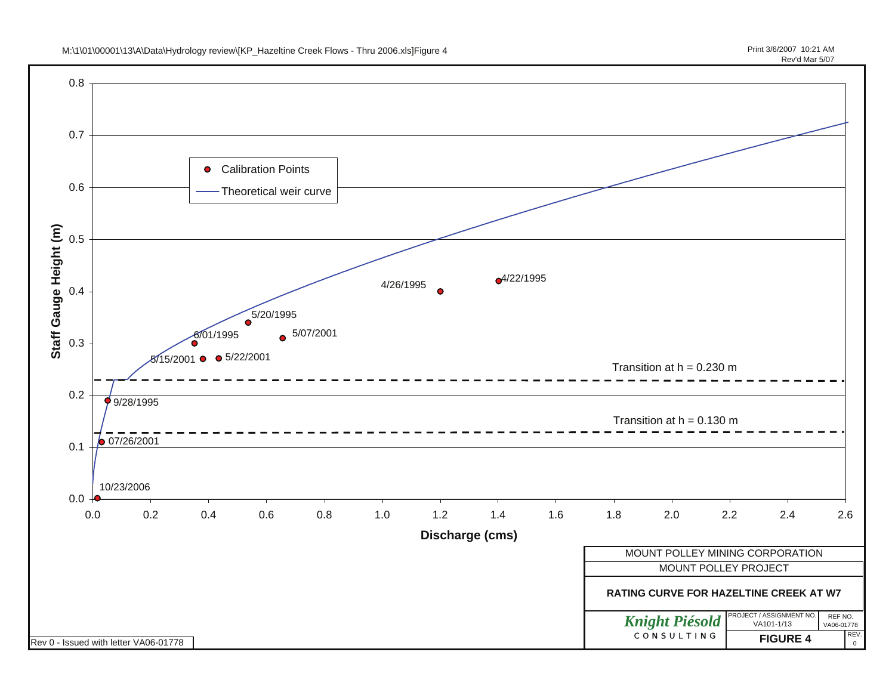M:\1\01\00001\13\A\Data\Hydrology review\[KP_Hazeltine Creek Flows - Thru 2006.xls]Figure 4

Print 3/6/2007 10:21 AM
Rev'd Mar 5/07

Staff Gauge Height (m)

0.8
0.7
0.6
0.5
0.4
0.3
0.2
0.1
0.0

- Calibration Points
- Theoretical weir curve

4/22/1995
4/26/1995
5/20/1995
5/07/2001
6/01/1995
5/15/2001
5/22/2001
Transition at h = 0.230 m
9/28/1995
Transition at h = 0.130 m
07/26/2001
10/23/2006

0.0 0.2 0.4 0.6 0.8 1.0 1.2 1.4 1.6 1.8 2.0 2.2 2.4 2.6

Discharge (cms)

MOUNT POLLEY MINING CORPORATION

MOUNT POLLEY PROJECT

**RATING CURVE FOR HAZELTINE CREEK AT W7**

*Knight Piésold*
CONSULTING

| PROJECT / ASSIGNMENT NO. | REF NO. |
|---|---|
| VA101-1/13 | VA06-01778 |

**FIGURE 4** REV. 0

Rev 0 - Issued with letter VA06-01778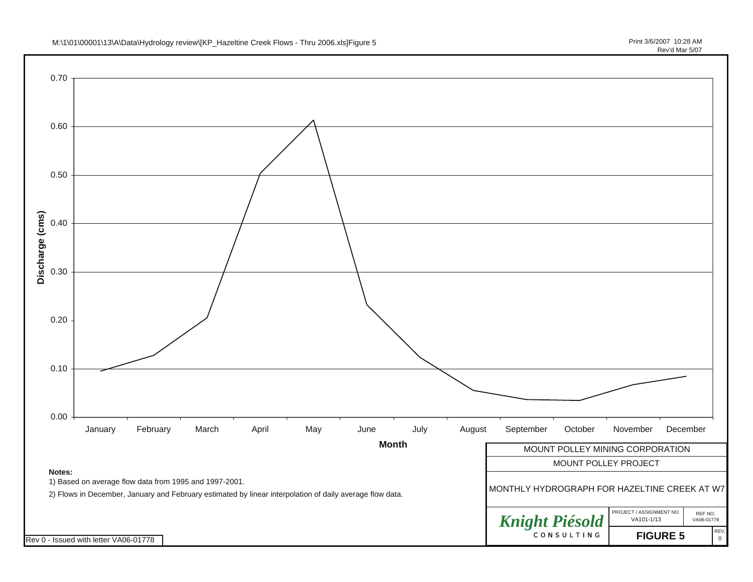M:\1\01\00001\13\A\Data\Hydrology review\[KP_Hazeltine Creek Flows - Thru 2006.xls]Figure 5

Print 3/6/2007 10:28 AM
Rev'd Mar 5/07

Discharge (cms)

0.70
0.60
0.50
0.40
0.30
0.20
0.10
0.00

January February March April May June July August September October November December

**Month**

**Notes:**

1) Based on average flow data from 1995 and 1997-2001.

2) Flows in December, January and February estimated by linear interpolation of daily average flow data.

| MOUNT POLLEY MINING CORPORATION | | |
|---|---|---|
| MOUNT POLLEY PROJECT | | |
| MONTHLY HYDROGRAPH FOR HAZELTINE CREEK AT W7 | | |
| *Knight Piésold* CONSULTING | PROJECT / ASSIGNMENT NO. VA101-1/13 | REF NO. VA06-01778 |
| | **FIGURE 5** | REV. 0 |

Rev 0 - Issued with letter VA06-01778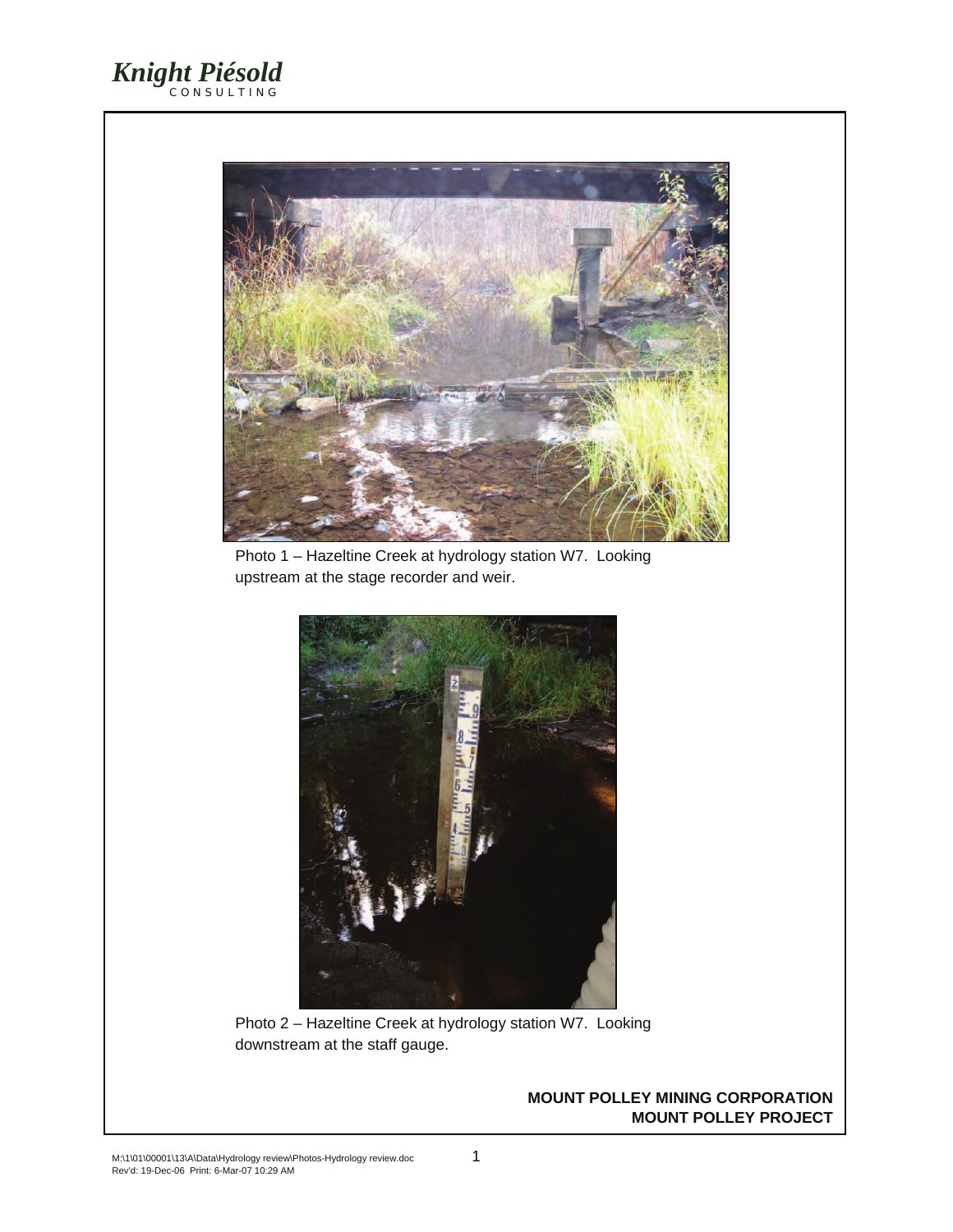Photo 1 – Hazeltine Creek at hydrology station W7. Looking upstream at the stage recorder and weir.

Photo 2 – Hazeltine Creek at hydrology station W7. Looking downstream at the staff gauge.

**MOUNT POLLEY MINING CORPORATION**
**MOUNT POLLEY PROJECT**